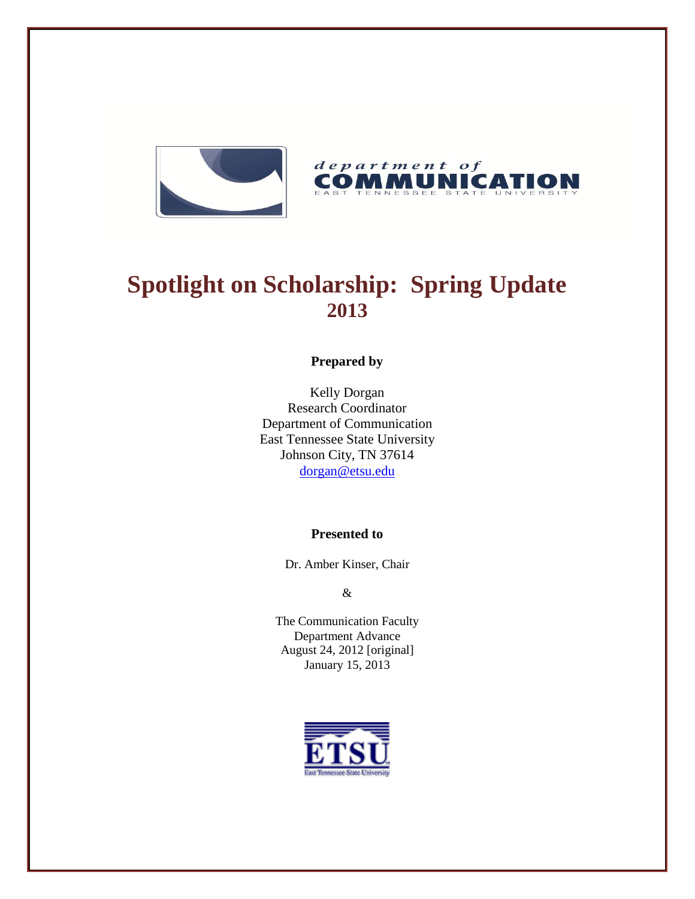department of
COMMUNICATION
EAST TENNESSEE STATE UNIVERSITY

# Spotlight on Scholarship: Spring Update 2013

**Prepared by**

Kelly Dorgan
Research Coordinator
Department of Communication
East Tennessee State University
Johnson City, TN 37614
dorgan@etsu.edu

**Presented to**

Dr. Amber Kinser, Chair

&

The Communication Faculty
Department Advance
August 24, 2012 [original]
January 15, 2013

ETSU
East Tennessee State University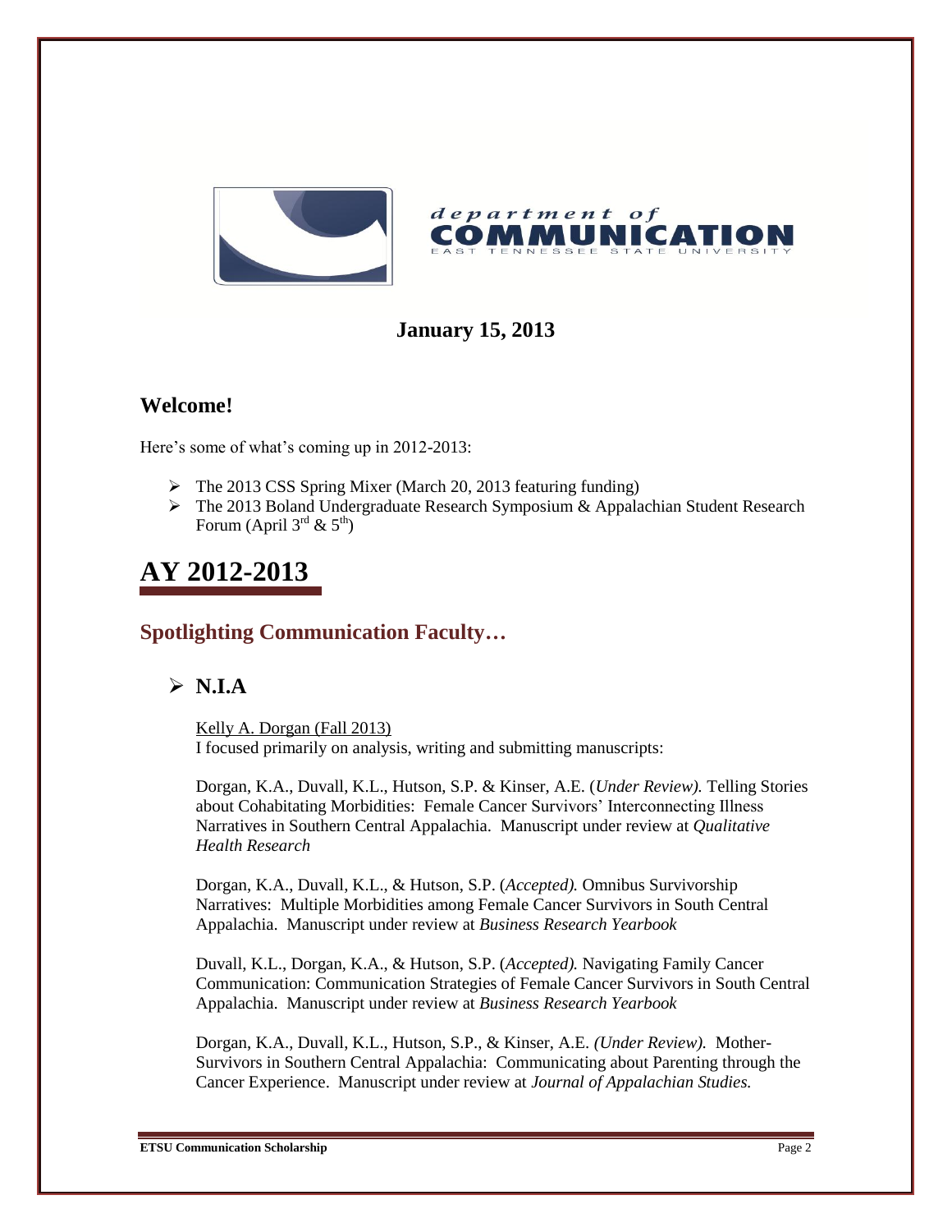**January 15, 2013**

## Welcome!

Here's some of what's coming up in 2012-2013:

- The 2013 CSS Spring Mixer (March 20, 2013 featuring funding)
- The 2013 Boland Undergraduate Research Symposium & Appalachian Student Research Forum (April 3rd & 5th)

# AY 2012-2013

## Spotlighting Communication Faculty…

### N.I.A

Kelly A. Dorgan (Fall 2013)
I focused primarily on analysis, writing and submitting manuscripts:

Dorgan, K.A., Duvall, K.L., Hutson, S.P. & Kinser, A.E. (*Under Review).* Telling Stories about Cohabitating Morbidities: Female Cancer Survivors' Interconnecting Illness Narratives in Southern Central Appalachia. Manuscript under review at *Qualitative Health Research*

Dorgan, K.A., Duvall, K.L., & Hutson, S.P. (*Accepted).* Omnibus Survivorship Narratives: Multiple Morbidities among Female Cancer Survivors in South Central Appalachia. Manuscript under review at *Business Research Yearbook*

Duvall, K.L., Dorgan, K.A., & Hutson, S.P. (*Accepted).* Navigating Family Cancer Communication: Communication Strategies of Female Cancer Survivors in South Central Appalachia. Manuscript under review at *Business Research Yearbook*

Dorgan, K.A., Duvall, K.L., Hutson, S.P., & Kinser, A.E. *(Under Review).* Mother-Survivors in Southern Central Appalachia: Communicating about Parenting through the Cancer Experience. Manuscript under review at *Journal of Appalachian Studies.*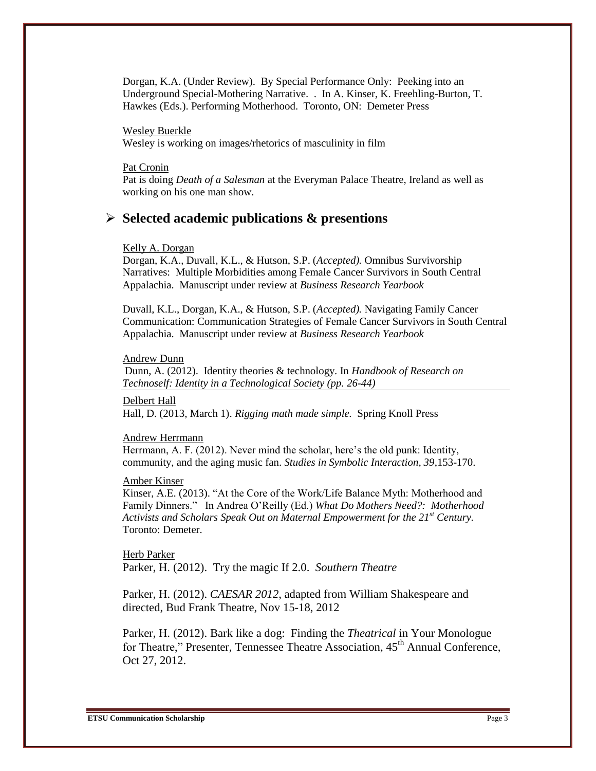Dorgan, K.A. (Under Review). By Special Performance Only: Peeking into an Underground Special-Mothering Narrative. . In A. Kinser, K. Freehling-Burton, T. Hawkes (Eds.). Performing Motherhood. Toronto, ON: Demeter Press

Wesley Buerkle

Wesley is working on images/rhetorics of masculinity in film

Pat Cronin

Pat is doing *Death of a Salesman* at the Everyman Palace Theatre, Ireland as well as working on his one man show.

## Selected academic publications & presentions

Kelly A. Dorgan

Dorgan, K.A., Duvall, K.L., & Hutson, S.P. (*Accepted).* Omnibus Survivorship Narratives: Multiple Morbidities among Female Cancer Survivors in South Central Appalachia. Manuscript under review at *Business Research Yearbook*

Duvall, K.L., Dorgan, K.A., & Hutson, S.P. (*Accepted).* Navigating Family Cancer Communication: Communication Strategies of Female Cancer Survivors in South Central Appalachia. Manuscript under review at *Business Research Yearbook*

Andrew Dunn

Dunn, A. (2012). Identity theories & technology. In *Handbook of Research on Technoself: Identity in a Technological Society (pp. 26-44)*

Delbert Hall

Hall, D. (2013, March 1). *Rigging math made simple.* Spring Knoll Press

Andrew Herrmann

Herrmann, A. F. (2012). Never mind the scholar, here's the old punk: Identity, community, and the aging music fan. *Studies in Symbolic Interaction, 39*,153-170.

Amber Kinser

Kinser, A.E. (2013). "At the Core of the Work/Life Balance Myth: Motherhood and Family Dinners." In Andrea O'Reilly (Ed.) *What Do Mothers Need?: Motherhood Activists and Scholars Speak Out on Maternal Empowerment for the 21st Century.* Toronto: Demeter.

Herb Parker

Parker, H. (2012). Try the magic If 2.0. *Southern Theatre*

Parker, H. (2012). *CAESAR 2012*, adapted from William Shakespeare and directed, Bud Frank Theatre, Nov 15-18, 2012

Parker, H. (2012). Bark like a dog: Finding the *Theatrical* in Your Monologue for Theatre," Presenter, Tennessee Theatre Association, 45th Annual Conference, Oct 27, 2012.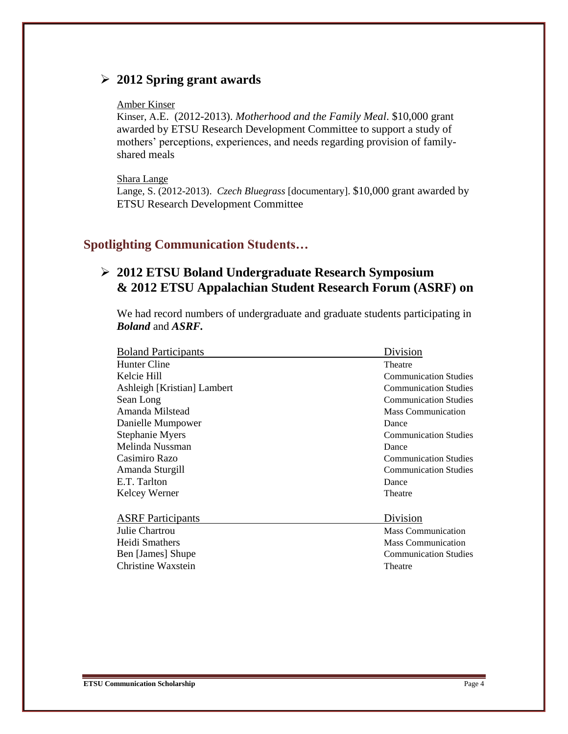## 2012 Spring grant awards

Amber Kinser

Kinser, A.E. (2012-2013). *Motherhood and the Family Meal*. $10,000 grant awarded by ETSU Research Development Committee to support a study of mothers' perceptions, experiences, and needs regarding provision of family-shared meals

Shara Lange

Lange, S. (2012-2013). *Czech Bluegrass* [documentary]. $10,000 grant awarded by ETSU Research Development Committee

# Spotlighting Communication Students…

## 2012 ETSU Boland Undergraduate Research Symposium & 2012 ETSU Appalachian Student Research Forum (ASRF) on

We had record numbers of undergraduate and graduate students participating in ***Boland*** and ***ASRF.***

| Boland Participants | Division |
|---|---|
| Hunter Cline | Theatre |
| Kelcie Hill | Communication Studies |
| Ashleigh [Kristian] Lambert | Communication Studies |
| Sean Long | Communication Studies |
| Amanda Milstead | Mass Communication |
| Danielle Mumpower | Dance |
| Stephanie Myers | Communication Studies |
| Melinda Nussman | Dance |
| Casimiro Razo | Communication Studies |
| Amanda Sturgill | Communication Studies |
| E.T. Tarlton | Dance |
| Kelcey Werner | Theatre |

| ASRF Participants | Division |
|---|---|
| Julie Chartrou | Mass Communication |
| Heidi Smathers | Mass Communication |
| Ben [James] Shupe | Communication Studies |
| Christine Waxstein | Theatre |